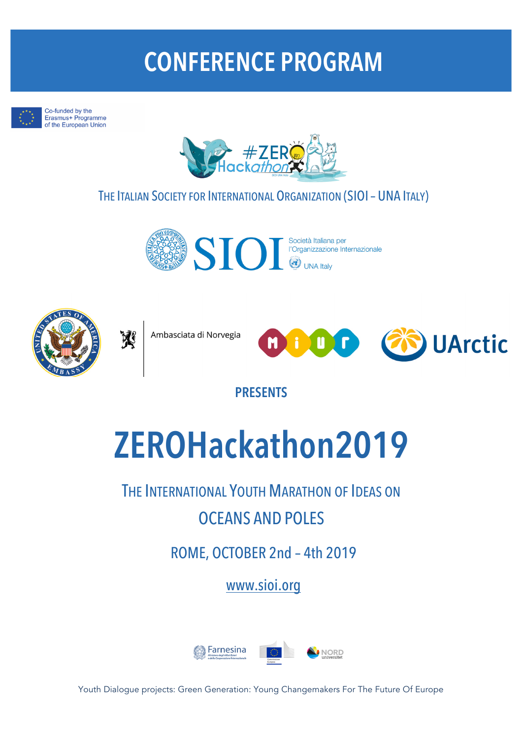# CONFERENCE PROGRAM

Co-funded by the Erasmus+ Programme of the European Union

THE ITALIAN SOCIETY FOR INTERNATIONAL ORGANIZATION (SIOI – UNA ITALY)

SIOI Società Italiana per l'Organizzazione Internazionale UNA Italy

Ambasciata di Norvegia

UArctic

**PRESENTS**

# ZEROHackathon2019

## THE INTERNATIONAL YOUTH MARATHON OF IDEAS ON OCEANS AND POLES

ROME, OCTOBER 2nd – 4th 2019

www.sioi.org

Farnesina

NORD universitet

Youth Dialogue projects: Green Generation: Young Changemakers For The Future Of Europe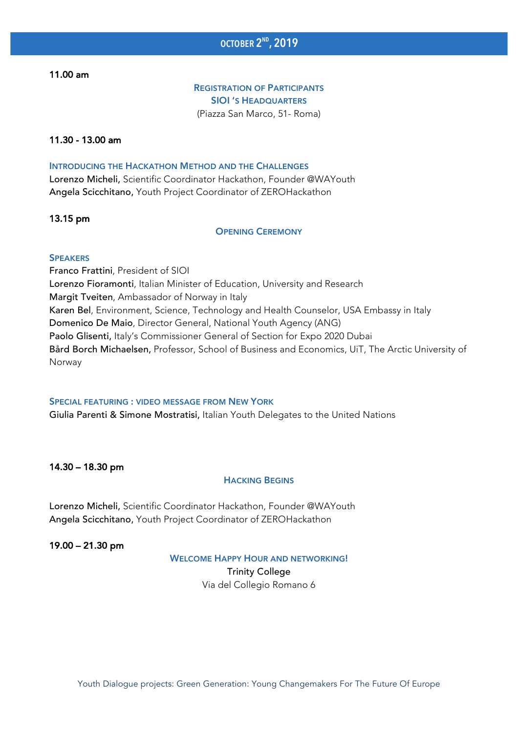## October 2nd, 2019

**11.00 am**

**Registration of Participants**
**SIOI 's Headquarters**
(Piazza San Marco, 51- Roma)

**11.30 - 13.00 am**

**Introducing the Hackathon Method and the Challenges**
**Lorenzo Micheli,** Scientific Coordinator Hackathon, Founder @WAYouth
**Angela Scicchitano,** Youth Project Coordinator of ZEROHackathon

**13.15 pm**

**Opening Ceremony**

**Speakers**
**Franco Frattini**, President of SIOI
**Lorenzo Fioramonti**, Italian Minister of Education, University and Research
**Margit Tveiten**, Ambassador of Norway in Italy
**Karen Bel**, Environment, Science, Technology and Health Counselor, USA Embassy in Italy
**Domenico De Maio**, Director General, National Youth Agency (ANG)
**Paolo Glisenti,** Italy's Commissioner General of Section for Expo 2020 Dubai
**Bård Borch Michaelsen,** Professor, School of Business and Economics, UiT, The Arctic University of Norway

**Special featuring : video message from New York**
**Giulia Parenti & Simone Mostratisi,** Italian Youth Delegates to the United Nations

**14.30 – 18.30 pm**

**Hacking Begins**

**Lorenzo Micheli,** Scientific Coordinator Hackathon, Founder @WAYouth
**Angela Scicchitano,** Youth Project Coordinator of ZEROHackathon

**19.00 – 21.30 pm**

**Welcome Happy Hour and networking!**
Trinity College
Via del Collegio Romano 6

Youth Dialogue projects: Green Generation: Young Changemakers For The Future Of Europe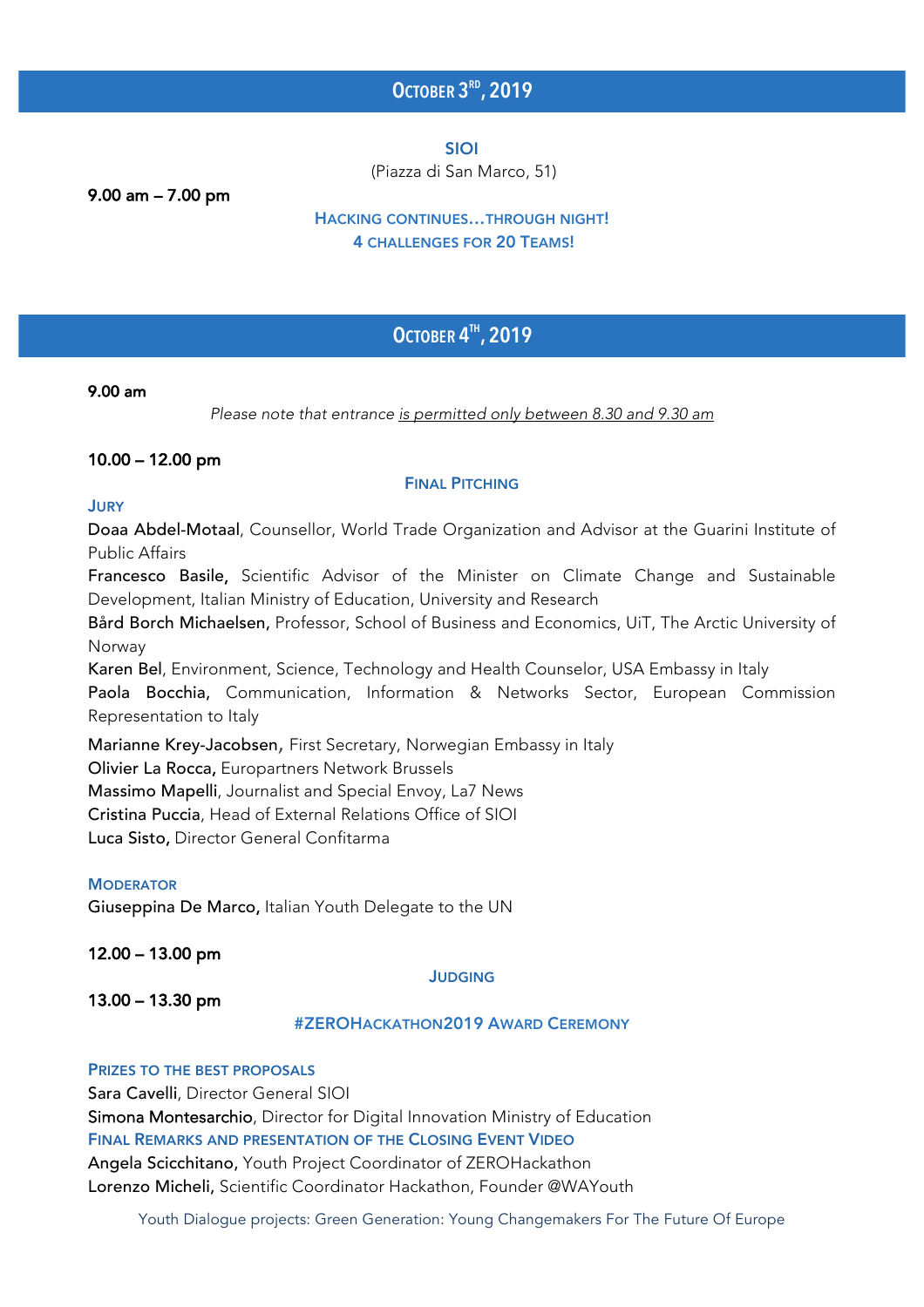## October 3rd, 2019

**SIOI**
(Piazza di San Marco, 51)

**9.00 am – 7.00 pm**

**Hacking continues…through night!**
**4 challenges for 20 Teams!**

## October 4th, 2019

**9.00 am**

*Please note that entrance is permitted only between 8.30 and 9.30 am*

**10.00 – 12.00 pm**

**Final Pitching**

**Jury**

**Doaa Abdel-Motaal**, Counsellor, World Trade Organization and Advisor at the Guarini Institute of Public Affairs
**Francesco Basile,** Scientific Advisor of the Minister on Climate Change and Sustainable Development, Italian Ministry of Education, University and Research
**Bård Borch Michaelsen,** Professor, School of Business and Economics, UiT, The Arctic University of Norway
**Karen Bel**, Environment, Science, Technology and Health Counselor, USA Embassy in Italy
**Paola Bocchia,** Communication, Information & Networks Sector, European Commission Representation to Italy
**Marianne Krey-Jacobsen,** First Secretary, Norwegian Embassy in Italy
**Olivier La Rocca,** Europartners Network Brussels
**Massimo Mapelli**, Journalist and Special Envoy, La7 News
**Cristina Puccia**, Head of External Relations Office of SIOI
**Luca Sisto,** Director General Confitarma

**Moderator**

**Giuseppina De Marco,** Italian Youth Delegate to the UN

**12.00 – 13.00 pm**

**Judging**

**13.00 – 13.30 pm**

**#ZEROHackathon2019 Award Ceremony**

**Prizes to the best proposals**

**Sara Cavelli**, Director General SIOI
**Simona Montesarchio**, Director for Digital Innovation Ministry of Education

**Final Remarks and presentation of the Closing Event Video**

**Angela Scicchitano,** Youth Project Coordinator of ZEROHackathon
**Lorenzo Micheli,** Scientific Coordinator Hackathon, Founder @WAYouth

Youth Dialogue projects: Green Generation: Young Changemakers For The Future Of Europe